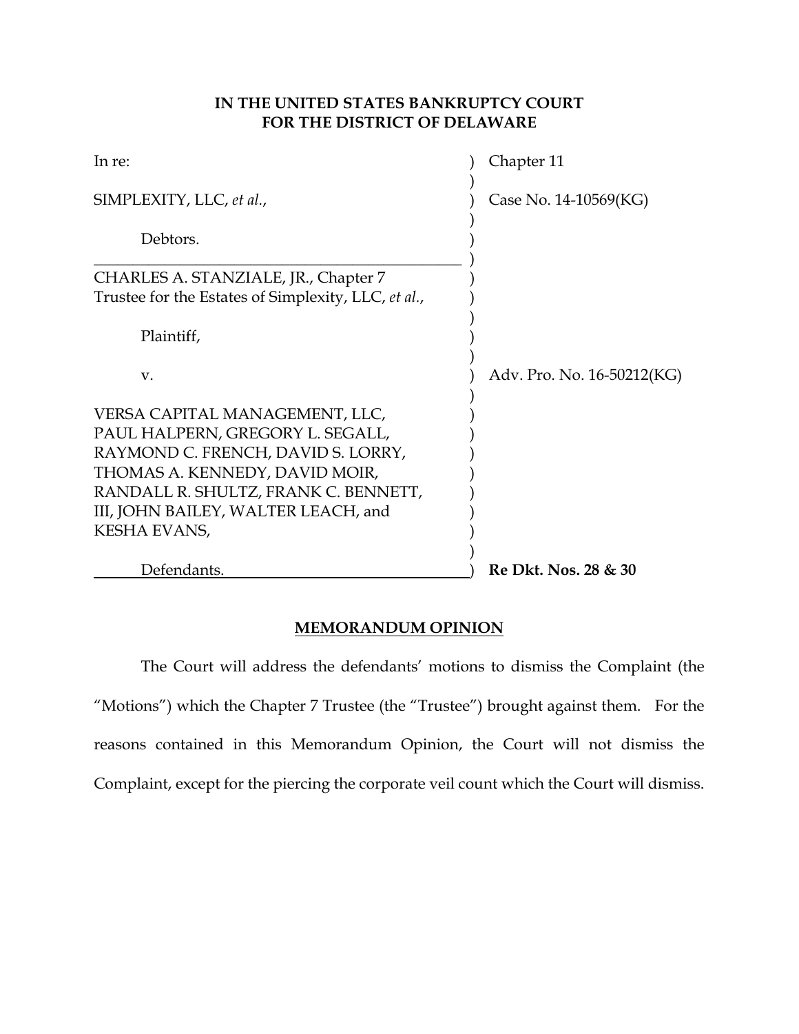**IN THE UNITED STATES BANKRUPTCY COURT**
**FOR THE DISTRICT OF DELAWARE**

| | | |
|---|---|---|
| In re: | ) | Chapter 11 |
| | ) | |
| SIMPLEXITY, LLC, *et al.*, | ) | Case No. 14-10569(KG) |
| | ) | |
| Debtors. | ) | |
| | ) | |
| CHARLES A. STANZIALE, JR., Chapter 7 Trustee for the Estates of Simplexity, LLC, *et al.*, | ) | |
| | ) | |
| Plaintiff, | ) | |
| | ) | |
| v. | ) | Adv. Pro. No. 16-50212(KG) |
| | ) | |
| VERSA CAPITAL MANAGEMENT, LLC, PAUL HALPERN, GREGORY L. SEGALL, RAYMOND C. FRENCH, DAVID S. LORRY, THOMAS A. KENNEDY, DAVID MOIR, RANDALL R. SHULTZ, FRANK C. BENNETT, III, JOHN BAILEY, WALTER LEACH, and KESHA EVANS, | ) | |
| | ) | |
| Defendants. | ) | **Re Dkt. Nos. 28 & 30** |

**MEMORANDUM OPINION**

The Court will address the defendants' motions to dismiss the Complaint (the "Motions") which the Chapter 7 Trustee (the "Trustee") brought against them. For the reasons contained in this Memorandum Opinion, the Court will not dismiss the Complaint, except for the piercing the corporate veil count which the Court will dismiss.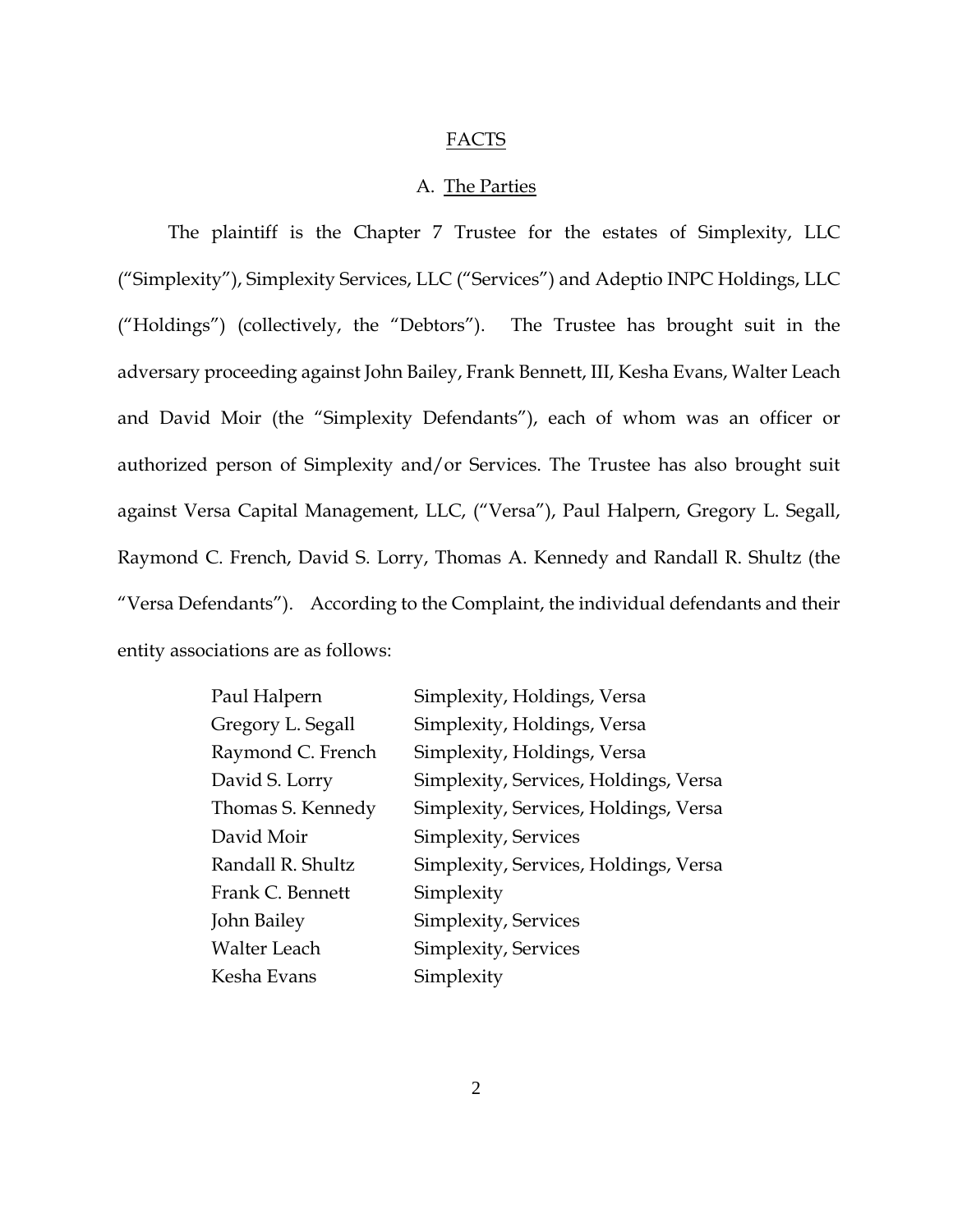## FACTS

### A. The Parties

The plaintiff is the Chapter 7 Trustee for the estates of Simplexity, LLC ("Simplexity"), Simplexity Services, LLC ("Services") and Adeptio INPC Holdings, LLC ("Holdings") (collectively, the "Debtors"). The Trustee has brought suit in the adversary proceeding against John Bailey, Frank Bennett, III, Kesha Evans, Walter Leach and David Moir (the "Simplexity Defendants"), each of whom was an officer or authorized person of Simplexity and/or Services. The Trustee has also brought suit against Versa Capital Management, LLC, ("Versa"), Paul Halpern, Gregory L. Segall, Raymond C. French, David S. Lorry, Thomas A. Kennedy and Randall R. Shultz (the "Versa Defendants"). According to the Complaint, the individual defendants and their entity associations are as follows:

| | |
|---|---|
| Paul Halpern | Simplexity, Holdings, Versa |
| Gregory L. Segall | Simplexity, Holdings, Versa |
| Raymond C. French | Simplexity, Holdings, Versa |
| David S. Lorry | Simplexity, Services, Holdings, Versa |
| Thomas S. Kennedy | Simplexity, Services, Holdings, Versa |
| David Moir | Simplexity, Services |
| Randall R. Shultz | Simplexity, Services, Holdings, Versa |
| Frank C. Bennett | Simplexity |
| John Bailey | Simplexity, Services |
| Walter Leach | Simplexity, Services |
| Kesha Evans | Simplexity |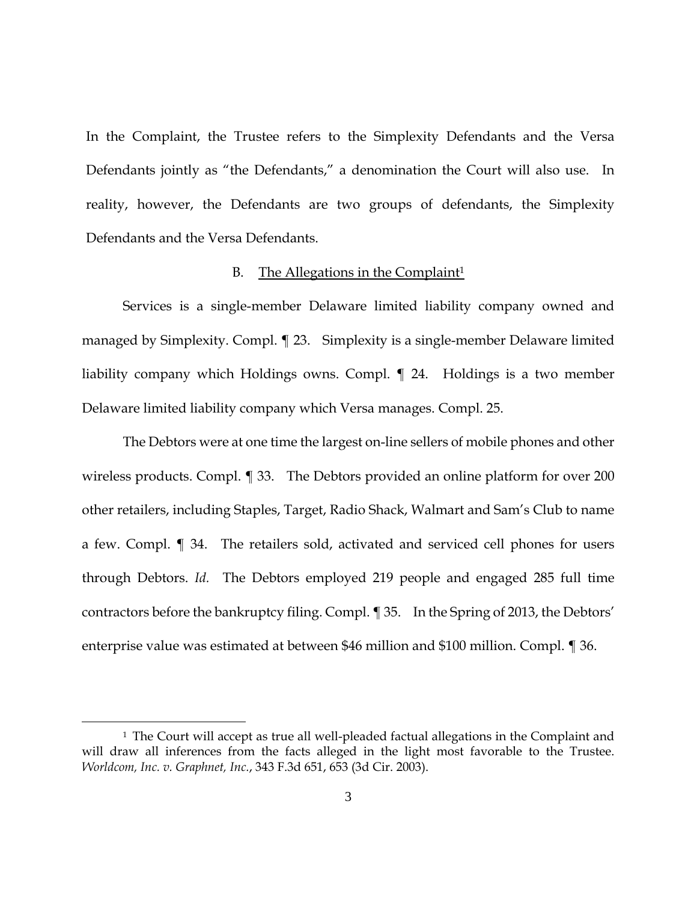In the Complaint, the Trustee refers to the Simplexity Defendants and the Versa Defendants jointly as "the Defendants," a denomination the Court will also use. In reality, however, the Defendants are two groups of defendants, the Simplexity Defendants and the Versa Defendants.

### B. The Allegations in the Complaint[1]

Services is a single-member Delaware limited liability company owned and managed by Simplexity. Compl. ¶ 23. Simplexity is a single-member Delaware limited liability company which Holdings owns. Compl. ¶ 24. Holdings is a two member Delaware limited liability company which Versa manages. Compl. 25.

The Debtors were at one time the largest on-line sellers of mobile phones and other wireless products. Compl. ¶ 33. The Debtors provided an online platform for over 200 other retailers, including Staples, Target, Radio Shack, Walmart and Sam's Club to name a few. Compl. ¶ 34. The retailers sold, activated and serviced cell phones for users through Debtors. *Id.* The Debtors employed 219 people and engaged 285 full time contractors before the bankruptcy filing. Compl. ¶ 35. In the Spring of 2013, the Debtors' enterprise value was estimated at between $46 million and $100 million. Compl. ¶ 36.

---

[1] The Court will accept as true all well-pleaded factual allegations in the Complaint and will draw all inferences from the facts alleged in the light most favorable to the Trustee. *Worldcom, Inc. v. Graphnet, Inc.*, 343 F.3d 651, 653 (3d Cir. 2003).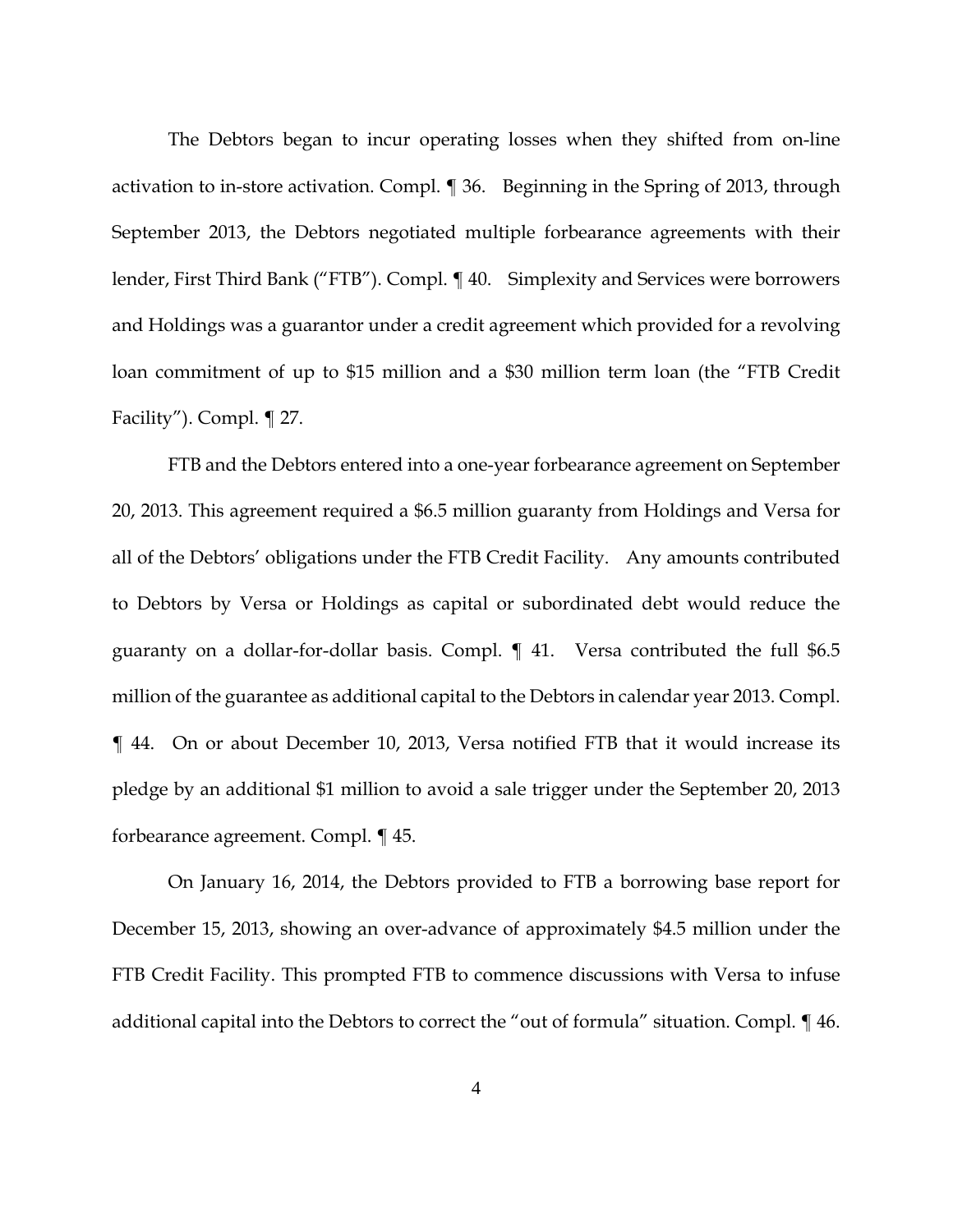The Debtors began to incur operating losses when they shifted from on-line activation to in-store activation. Compl. ¶ 36. Beginning in the Spring of 2013, through September 2013, the Debtors negotiated multiple forbearance agreements with their lender, First Third Bank ("FTB"). Compl. ¶ 40. Simplexity and Services were borrowers and Holdings was a guarantor under a credit agreement which provided for a revolving loan commitment of up to $15 million and a $30 million term loan (the "FTB Credit Facility"). Compl. ¶ 27.

FTB and the Debtors entered into a one-year forbearance agreement on September 20, 2013. This agreement required a $6.5 million guaranty from Holdings and Versa for all of the Debtors' obligations under the FTB Credit Facility. Any amounts contributed to Debtors by Versa or Holdings as capital or subordinated debt would reduce the guaranty on a dollar-for-dollar basis. Compl. ¶ 41. Versa contributed the full $6.5 million of the guarantee as additional capital to the Debtors in calendar year 2013. Compl. ¶ 44. On or about December 10, 2013, Versa notified FTB that it would increase its pledge by an additional $1 million to avoid a sale trigger under the September 20, 2013 forbearance agreement. Compl. ¶ 45.

On January 16, 2014, the Debtors provided to FTB a borrowing base report for December 15, 2013, showing an over-advance of approximately $4.5 million under the FTB Credit Facility. This prompted FTB to commence discussions with Versa to infuse additional capital into the Debtors to correct the "out of formula" situation. Compl. ¶ 46.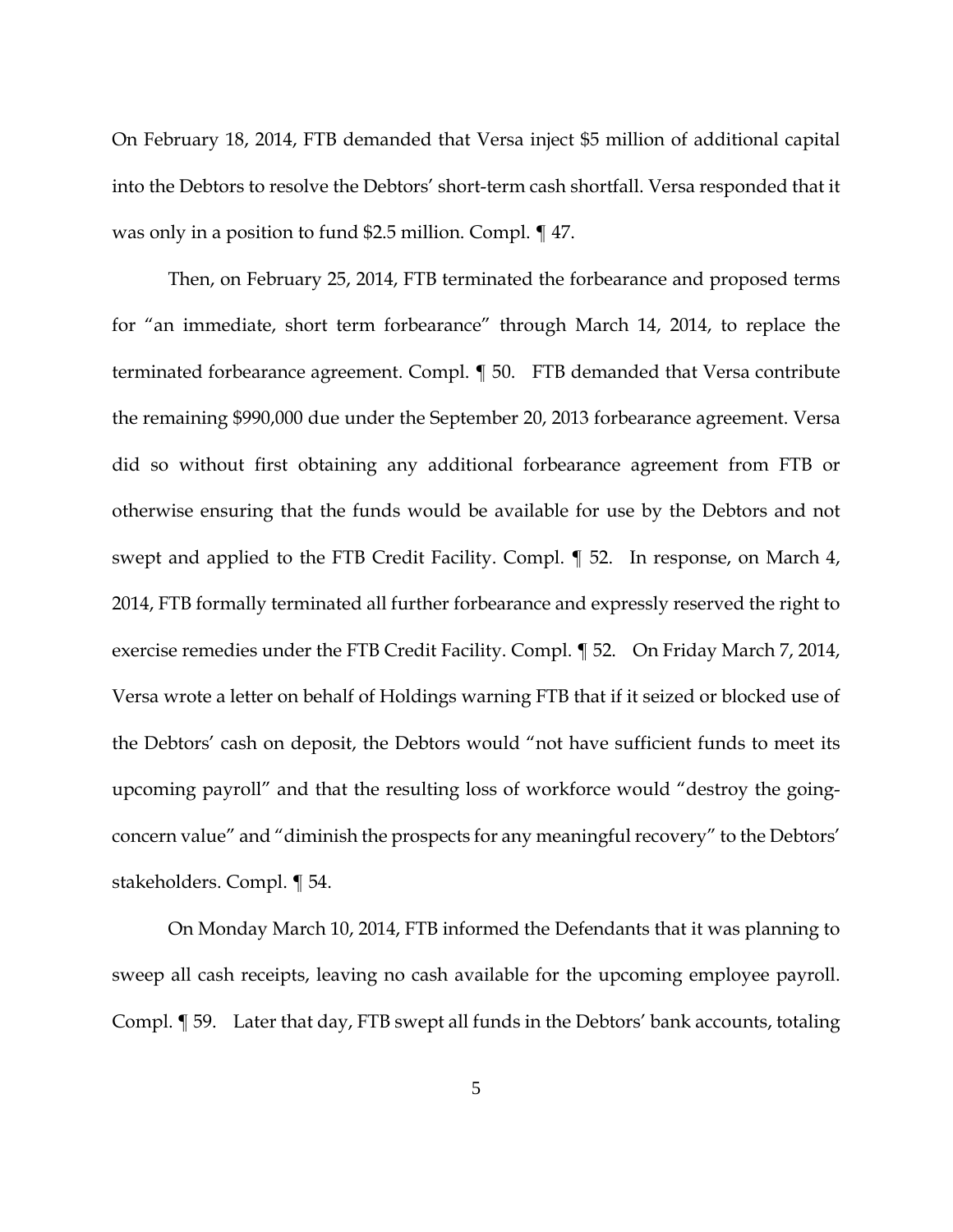On February 18, 2014, FTB demanded that Versa inject $5 million of additional capital into the Debtors to resolve the Debtors' short-term cash shortfall. Versa responded that it was only in a position to fund $2.5 million. Compl. ¶ 47.

Then, on February 25, 2014, FTB terminated the forbearance and proposed terms for "an immediate, short term forbearance" through March 14, 2014, to replace the terminated forbearance agreement. Compl. ¶ 50. FTB demanded that Versa contribute the remaining $990,000 due under the September 20, 2013 forbearance agreement. Versa did so without first obtaining any additional forbearance agreement from FTB or otherwise ensuring that the funds would be available for use by the Debtors and not swept and applied to the FTB Credit Facility. Compl. ¶ 52. In response, on March 4, 2014, FTB formally terminated all further forbearance and expressly reserved the right to exercise remedies under the FTB Credit Facility. Compl. ¶ 52. On Friday March 7, 2014, Versa wrote a letter on behalf of Holdings warning FTB that if it seized or blocked use of the Debtors' cash on deposit, the Debtors would "not have sufficient funds to meet its upcoming payroll" and that the resulting loss of workforce would "destroy the going-concern value" and "diminish the prospects for any meaningful recovery" to the Debtors' stakeholders. Compl. ¶ 54.

On Monday March 10, 2014, FTB informed the Defendants that it was planning to sweep all cash receipts, leaving no cash available for the upcoming employee payroll. Compl. ¶ 59. Later that day, FTB swept all funds in the Debtors' bank accounts, totaling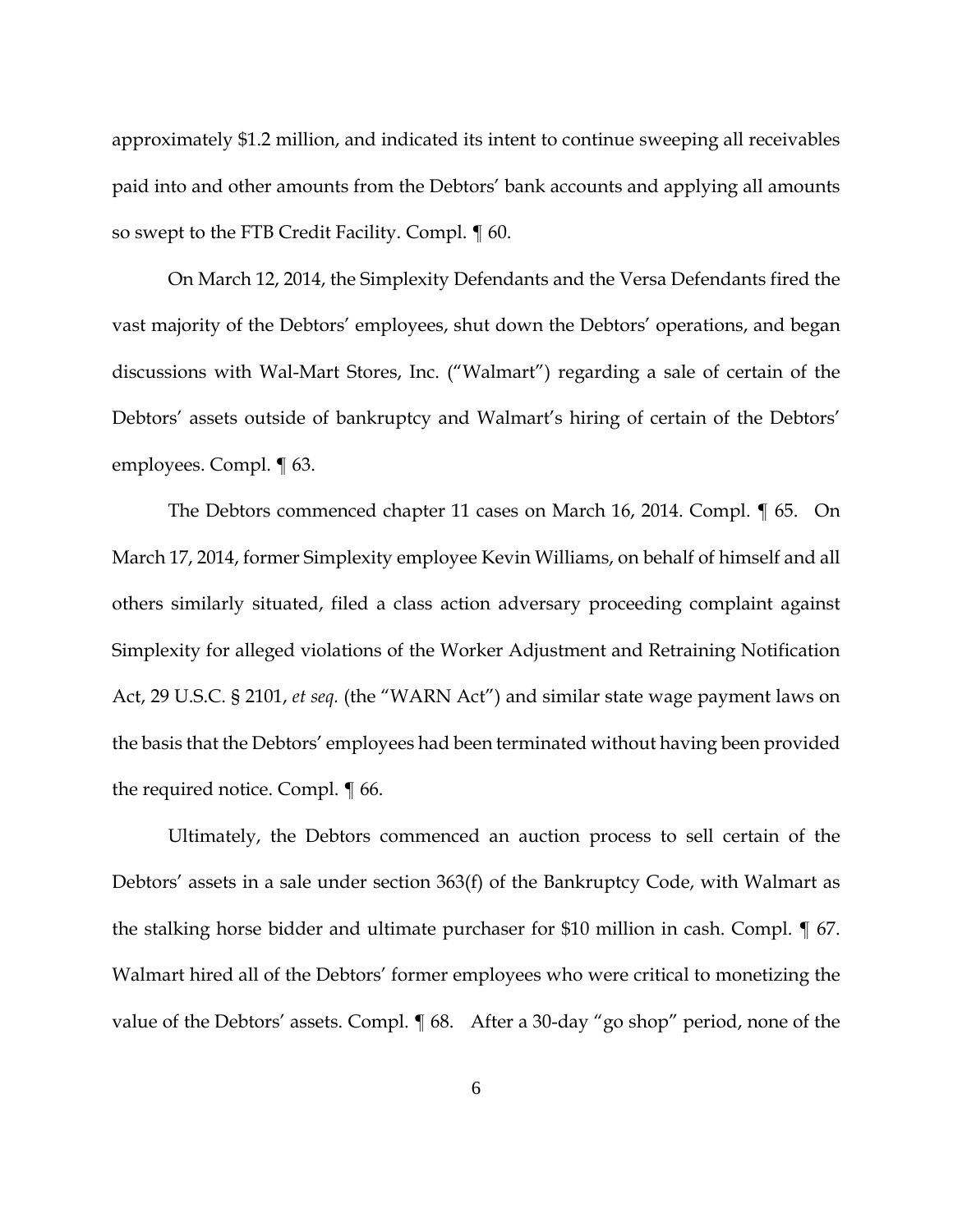approximately $1.2 million, and indicated its intent to continue sweeping all receivables paid into and other amounts from the Debtors' bank accounts and applying all amounts so swept to the FTB Credit Facility. Compl. ¶ 60.

On March 12, 2014, the Simplexity Defendants and the Versa Defendants fired the vast majority of the Debtors' employees, shut down the Debtors' operations, and began discussions with Wal-Mart Stores, Inc. ("Walmart") regarding a sale of certain of the Debtors' assets outside of bankruptcy and Walmart's hiring of certain of the Debtors' employees. Compl. ¶ 63.

The Debtors commenced chapter 11 cases on March 16, 2014. Compl. ¶ 65. On March 17, 2014, former Simplexity employee Kevin Williams, on behalf of himself and all others similarly situated, filed a class action adversary proceeding complaint against Simplexity for alleged violations of the Worker Adjustment and Retraining Notification Act, 29 U.S.C. § 2101, *et seq.* (the "WARN Act") and similar state wage payment laws on the basis that the Debtors' employees had been terminated without having been provided the required notice. Compl. ¶ 66.

Ultimately, the Debtors commenced an auction process to sell certain of the Debtors' assets in a sale under section 363(f) of the Bankruptcy Code, with Walmart as the stalking horse bidder and ultimate purchaser for $10 million in cash. Compl. ¶ 67. Walmart hired all of the Debtors' former employees who were critical to monetizing the value of the Debtors' assets. Compl. ¶ 68. After a 30-day "go shop" period, none of the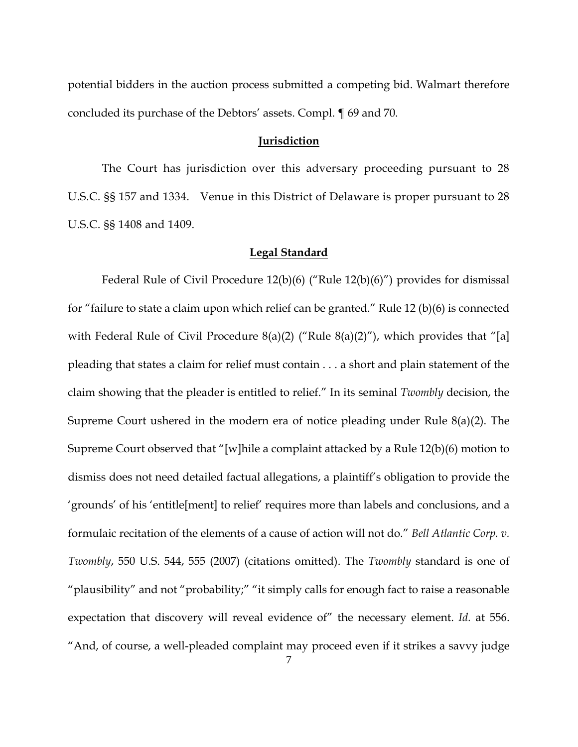potential bidders in the auction process submitted a competing bid. Walmart therefore concluded its purchase of the Debtors' assets. Compl. ¶ 69 and 70.

## **Jurisdiction**

The Court has jurisdiction over this adversary proceeding pursuant to 28 U.S.C. §§ 157 and 1334. Venue in this District of Delaware is proper pursuant to 28 U.S.C. §§ 1408 and 1409.

## **Legal Standard**

Federal Rule of Civil Procedure 12(b)(6) ("Rule 12(b)(6)") provides for dismissal for "failure to state a claim upon which relief can be granted." Rule 12 (b)(6) is connected with Federal Rule of Civil Procedure 8(a)(2) ("Rule 8(a)(2)"), which provides that "[a] pleading that states a claim for relief must contain . . . a short and plain statement of the claim showing that the pleader is entitled to relief." In its seminal *Twombly* decision, the Supreme Court ushered in the modern era of notice pleading under Rule 8(a)(2). The Supreme Court observed that "[w]hile a complaint attacked by a Rule 12(b)(6) motion to dismiss does not need detailed factual allegations, a plaintiff's obligation to provide the 'grounds' of his 'entitle[ment] to relief' requires more than labels and conclusions, and a formulaic recitation of the elements of a cause of action will not do." *Bell Atlantic Corp. v. Twombly*, 550 U.S. 544, 555 (2007) (citations omitted). The *Twombly* standard is one of "plausibility" and not "probability;" "it simply calls for enough fact to raise a reasonable expectation that discovery will reveal evidence of" the necessary element. *Id.* at 556. "And, of course, a well-pleaded complaint may proceed even if it strikes a savvy judge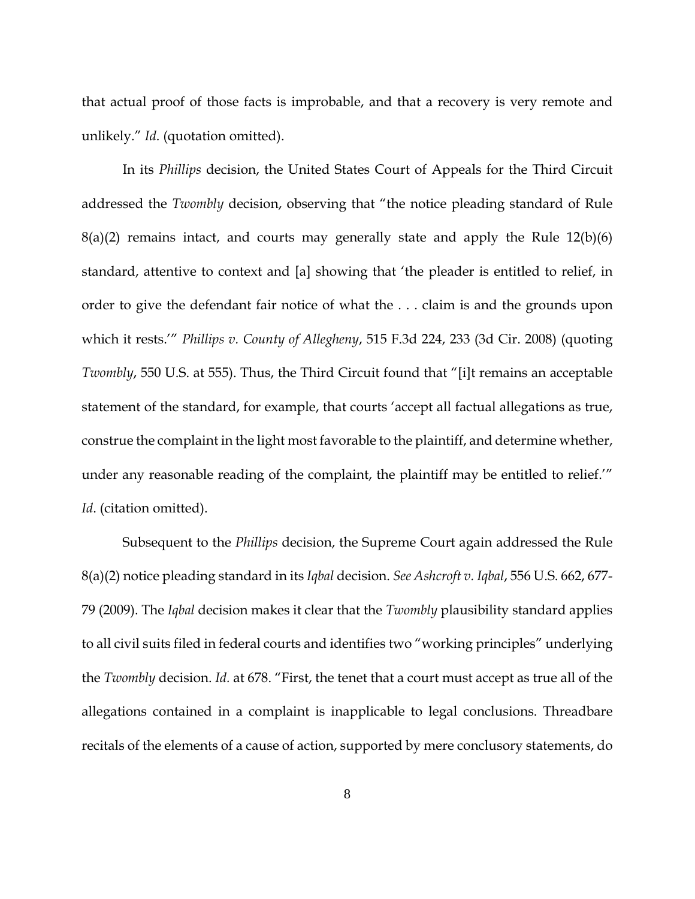that actual proof of those facts is improbable, and that a recovery is very remote and unlikely." *Id*. (quotation omitted).

In its *Phillips* decision, the United States Court of Appeals for the Third Circuit addressed the *Twombly* decision, observing that "the notice pleading standard of Rule 8(a)(2) remains intact, and courts may generally state and apply the Rule 12(b)(6) standard, attentive to context and [a] showing that 'the pleader is entitled to relief, in order to give the defendant fair notice of what the . . . claim is and the grounds upon which it rests.'" *Phillips v. County of Allegheny*, 515 F.3d 224, 233 (3d Cir. 2008) (quoting *Twombly*, 550 U.S. at 555). Thus, the Third Circuit found that "[i]t remains an acceptable statement of the standard, for example, that courts 'accept all factual allegations as true, construe the complaint in the light most favorable to the plaintiff, and determine whether, under any reasonable reading of the complaint, the plaintiff may be entitled to relief.'" *Id*. (citation omitted).

Subsequent to the *Phillips* decision, the Supreme Court again addressed the Rule 8(a)(2) notice pleading standard in its *Iqbal* decision. *See Ashcroft v. Iqbal*, 556 U.S. 662, 677-79 (2009). The *Iqbal* decision makes it clear that the *Twombly* plausibility standard applies to all civil suits filed in federal courts and identifies two "working principles" underlying the *Twombly* decision. *Id.* at 678. "First, the tenet that a court must accept as true all of the allegations contained in a complaint is inapplicable to legal conclusions. Threadbare recitals of the elements of a cause of action, supported by mere conclusory statements, do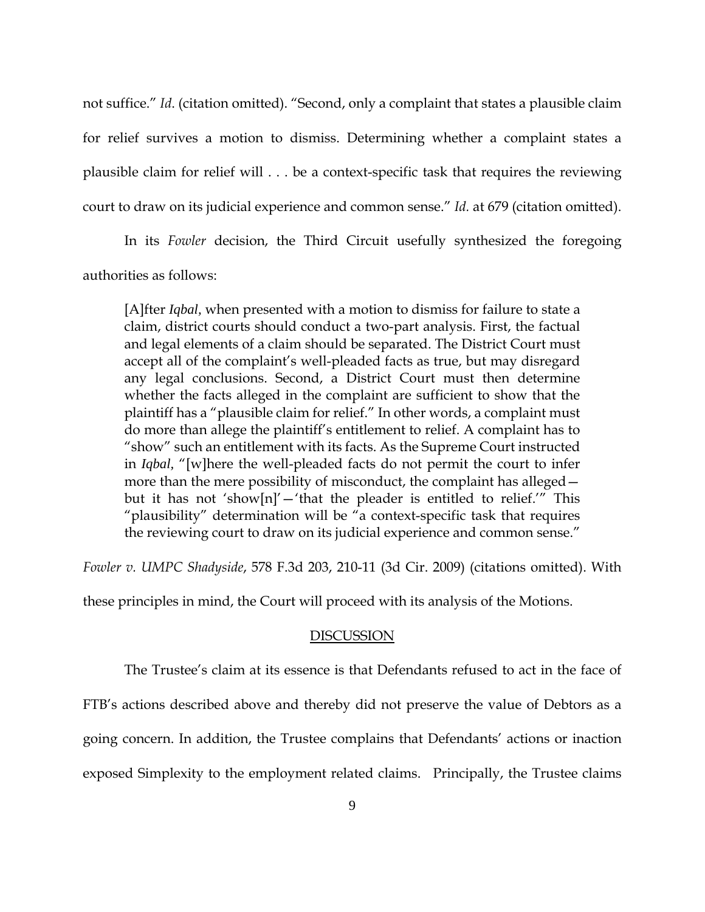not suffice." *Id*. (citation omitted). "Second, only a complaint that states a plausible claim for relief survives a motion to dismiss. Determining whether a complaint states a plausible claim for relief will . . . be a context-specific task that requires the reviewing court to draw on its judicial experience and common sense." *Id.* at 679 (citation omitted).

In its *Fowler* decision, the Third Circuit usefully synthesized the foregoing authorities as follows:

> [A]fter *Iqbal*, when presented with a motion to dismiss for failure to state a claim, district courts should conduct a two-part analysis. First, the factual and legal elements of a claim should be separated. The District Court must accept all of the complaint's well-pleaded facts as true, but may disregard any legal conclusions. Second, a District Court must then determine whether the facts alleged in the complaint are sufficient to show that the plaintiff has a "plausible claim for relief." In other words, a complaint must do more than allege the plaintiff's entitlement to relief. A complaint has to "show" such an entitlement with its facts. As the Supreme Court instructed in *Iqbal*, "[w]here the well-pleaded facts do not permit the court to infer more than the mere possibility of misconduct, the complaint has alleged—but it has not 'show[n]'—'that the pleader is entitled to relief.'" This "plausibility" determination will be "a context-specific task that requires the reviewing court to draw on its judicial experience and common sense."

*Fowler v. UMPC Shadyside*, 578 F.3d 203, 210-11 (3d Cir. 2009) (citations omitted). With these principles in mind, the Court will proceed with its analysis of the Motions.

## DISCUSSION

The Trustee's claim at its essence is that Defendants refused to act in the face of FTB's actions described above and thereby did not preserve the value of Debtors as a going concern. In addition, the Trustee complains that Defendants' actions or inaction exposed Simplexity to the employment related claims. Principally, the Trustee claims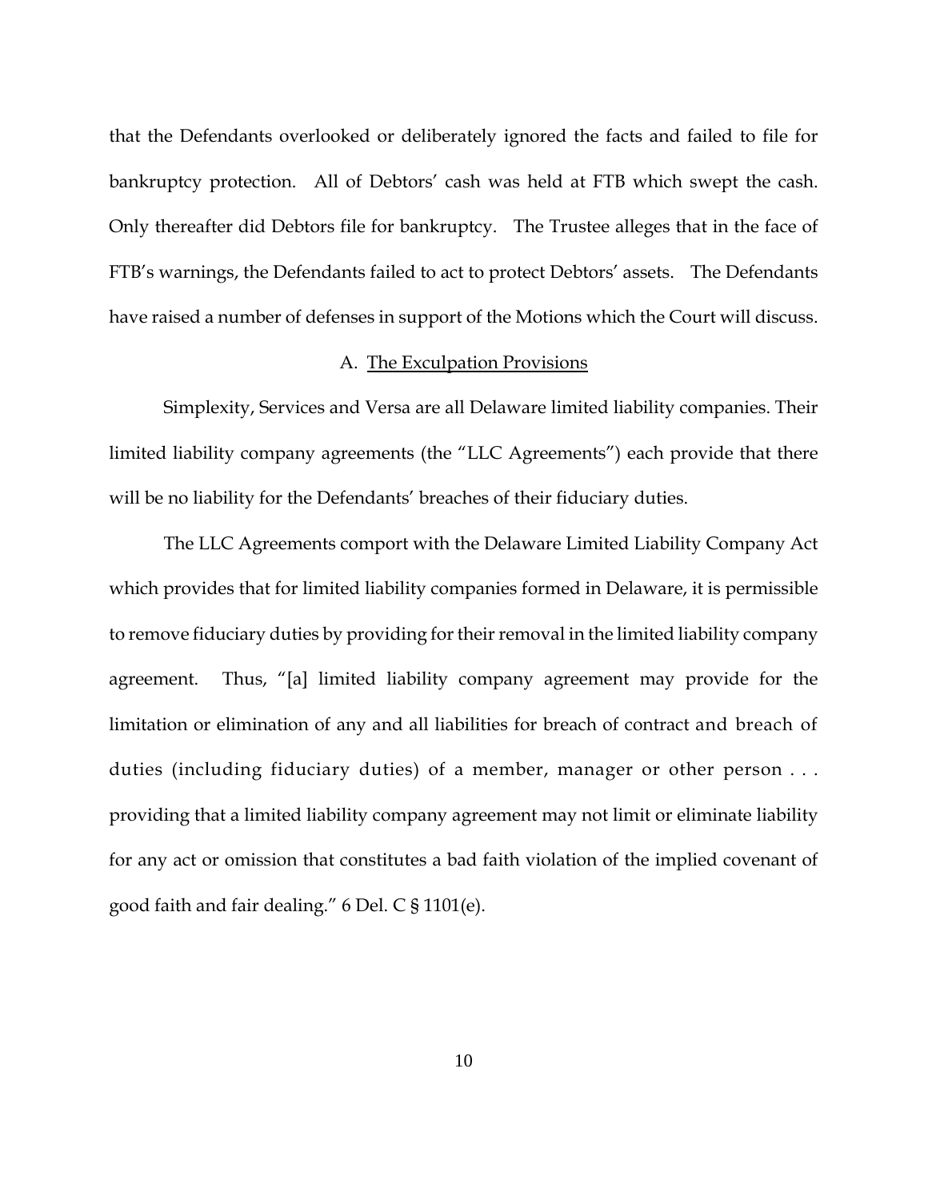that the Defendants overlooked or deliberately ignored the facts and failed to file for bankruptcy protection. All of Debtors' cash was held at FTB which swept the cash. Only thereafter did Debtors file for bankruptcy. The Trustee alleges that in the face of FTB's warnings, the Defendants failed to act to protect Debtors' assets. The Defendants have raised a number of defenses in support of the Motions which the Court will discuss.

### A. The Exculpation Provisions

Simplexity, Services and Versa are all Delaware limited liability companies. Their limited liability company agreements (the "LLC Agreements") each provide that there will be no liability for the Defendants' breaches of their fiduciary duties.

The LLC Agreements comport with the Delaware Limited Liability Company Act which provides that for limited liability companies formed in Delaware, it is permissible to remove fiduciary duties by providing for their removal in the limited liability company agreement. Thus, "[a] limited liability company agreement may provide for the limitation or elimination of any and all liabilities for breach of contract and breach of duties (including fiduciary duties) of a member, manager or other person . . . providing that a limited liability company agreement may not limit or eliminate liability for any act or omission that constitutes a bad faith violation of the implied covenant of good faith and fair dealing." 6 Del. C § 1101(e).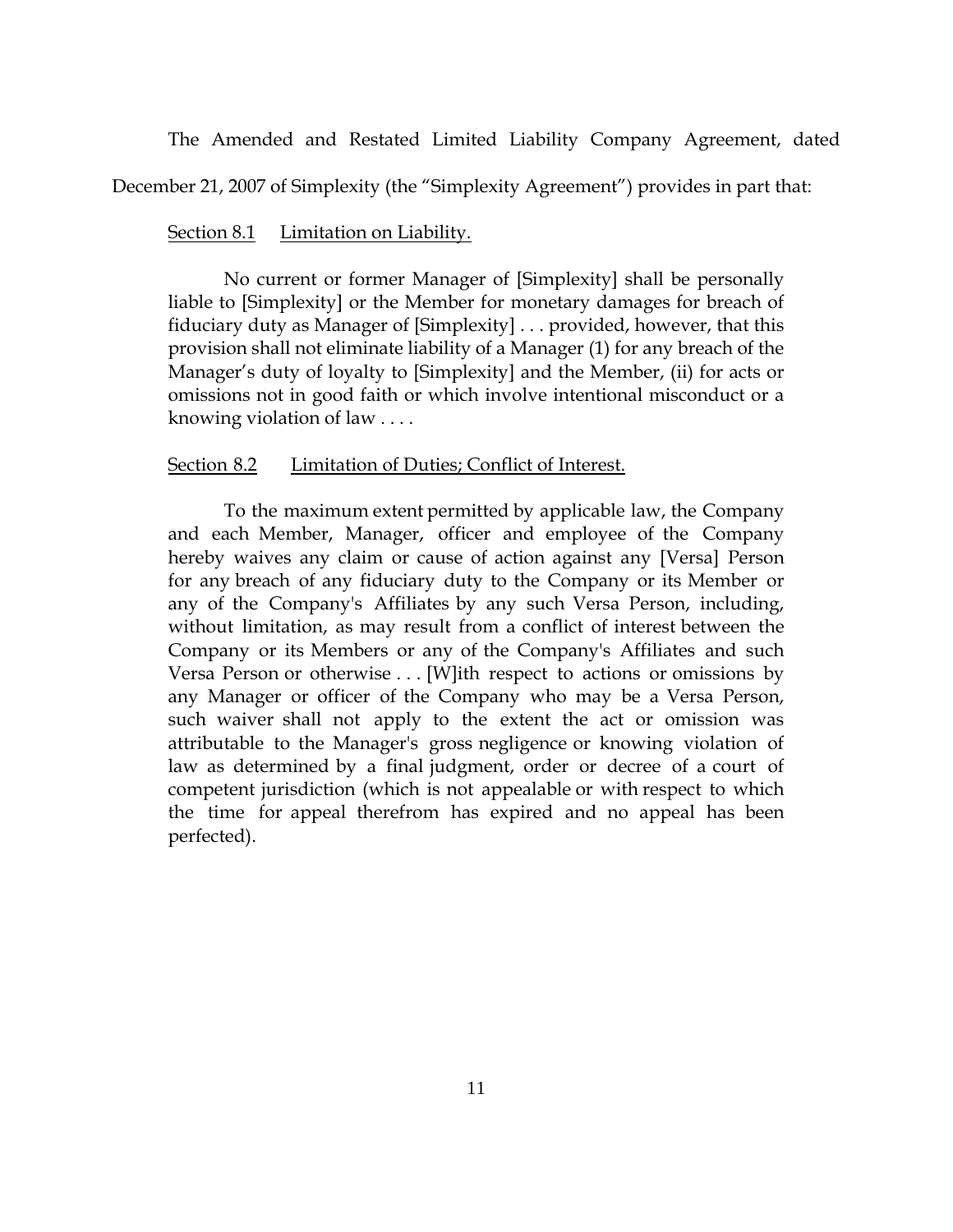The Amended and Restated Limited Liability Company Agreement, dated December 21, 2007 of Simplexity (the "Simplexity Agreement") provides in part that:

> <u>Section 8.1</u> <u>Limitation on Liability.</u>
>
> No current or former Manager of [Simplexity] shall be personally liable to [Simplexity] or the Member for monetary damages for breach of fiduciary duty as Manager of [Simplexity] . . . provided, however, that this provision shall not eliminate liability of a Manager (1) for any breach of the Manager's duty of loyalty to [Simplexity] and the Member, (ii) for acts or omissions not in good faith or which involve intentional misconduct or a knowing violation of law . . . .
>
> <u>Section 8.2</u> <u>Limitation of Duties; Conflict of Interest.</u>
>
> To the maximum extent permitted by applicable law, the Company and each Member, Manager, officer and employee of the Company hereby waives any claim or cause of action against any [Versa] Person for any breach of any fiduciary duty to the Company or its Member or any of the Company's Affiliates by any such Versa Person, including, without limitation, as may result from a conflict of interest between the Company or its Members or any of the Company's Affiliates and such Versa Person or otherwise . . . [W]ith respect to actions or omissions by any Manager or officer of the Company who may be a Versa Person, such waiver shall not apply to the extent the act or omission was attributable to the Manager's gross negligence or knowing violation of law as determined by a final judgment, order or decree of a court of competent jurisdiction (which is not appealable or with respect to which the time for appeal therefrom has expired and no appeal has been perfected).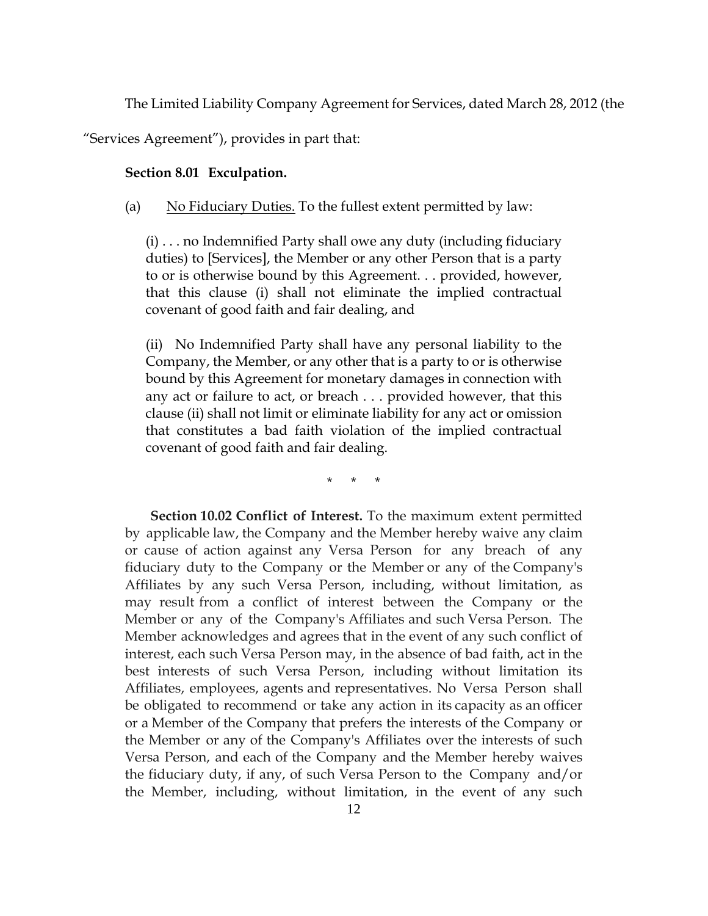The Limited Liability Company Agreement for Services, dated March 28, 2012 (the "Services Agreement"), provides in part that:

> **Section 8.01 Exculpation.**
>
> (a) No Fiduciary Duties. To the fullest extent permitted by law:
>
> (i) . . . no Indemnified Party shall owe any duty (including fiduciary duties) to [Services], the Member or any other Person that is a party to or is otherwise bound by this Agreement. . . provided, however, that this clause (i) shall not eliminate the implied contractual covenant of good faith and fair dealing, and
>
> (ii) No Indemnified Party shall have any personal liability to the Company, the Member, or any other that is a party to or is otherwise bound by this Agreement for monetary damages in connection with any act or failure to act, or breach . . . provided however, that this clause (ii) shall not limit or eliminate liability for any act or omission that constitutes a bad faith violation of the implied contractual covenant of good faith and fair dealing.
>
> \* \* \*
>
> **Section 10.02 Conflict of Interest.** To the maximum extent permitted by applicable law, the Company and the Member hereby waive any claim or cause of action against any Versa Person for any breach of any fiduciary duty to the Company or the Member or any of the Company's Affiliates by any such Versa Person, including, without limitation, as may result from a conflict of interest between the Company or the Member or any of the Company's Affiliates and such Versa Person. The Member acknowledges and agrees that in the event of any such conflict of interest, each such Versa Person may, in the absence of bad faith, act in the best interests of such Versa Person, including without limitation its Affiliates, employees, agents and representatives. No Versa Person shall be obligated to recommend or take any action in its capacity as an officer or a Member of the Company that prefers the interests of the Company or the Member or any of the Company's Affiliates over the interests of such Versa Person, and each of the Company and the Member hereby waives the fiduciary duty, if any, of such Versa Person to the Company and/or the Member, including, without limitation, in the event of any such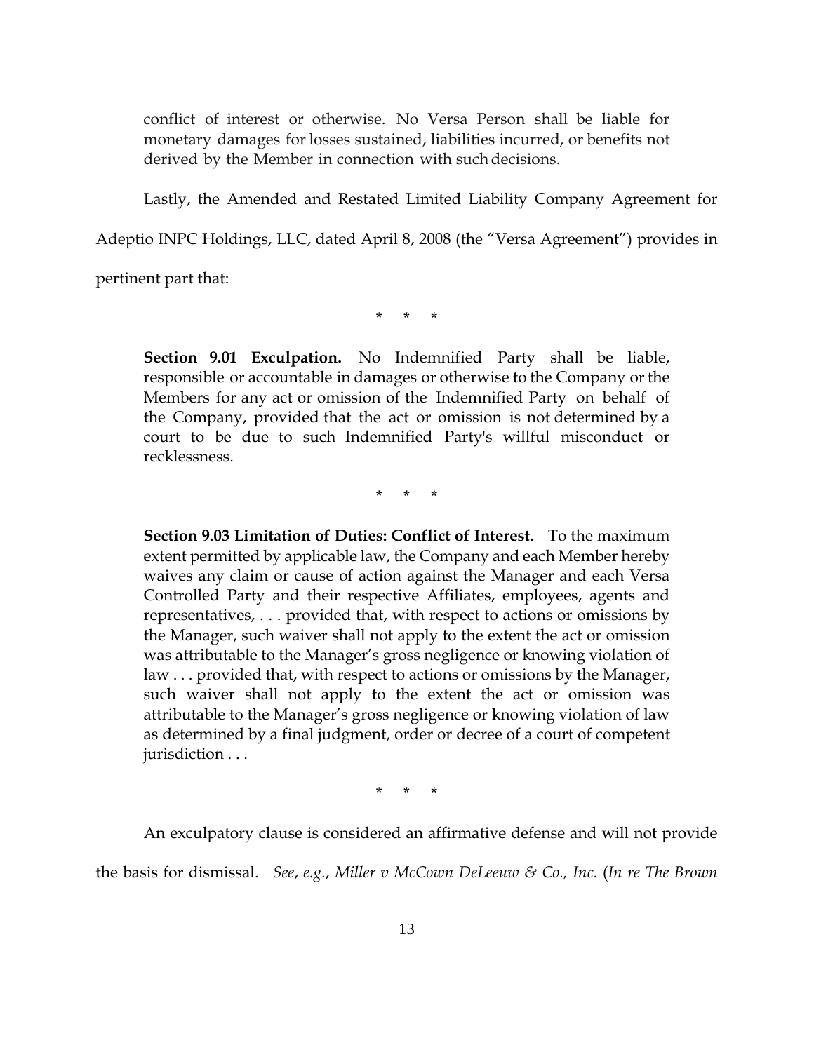> conflict of interest or otherwise. No Versa Person shall be liable for monetary damages for losses sustained, liabilities incurred, or benefits not derived by the Member in connection with such decisions.

Lastly, the Amended and Restated Limited Liability Company Agreement for Adeptio INPC Holdings, LLC, dated April 8, 2008 (the "Versa Agreement") provides in pertinent part that:

\* \* \*

> **Section 9.01 Exculpation.** No Indemnified Party shall be liable, responsible or accountable in damages or otherwise to the Company or the Members for any act or omission of the Indemnified Party on behalf of the Company, provided that the act or omission is not determined by a court to be due to such Indemnified Party's willful misconduct or recklessness.

\* \* \*

> **Section 9.03 <u>Limitation of Duties: Conflict of Interest.</u>** To the maximum extent permitted by applicable law, the Company and each Member hereby waives any claim or cause of action against the Manager and each Versa Controlled Party and their respective Affiliates, employees, agents and representatives, . . . provided that, with respect to actions or omissions by the Manager, such waiver shall not apply to the extent the act or omission was attributable to the Manager's gross negligence or knowing violation of law . . . provided that, with respect to actions or omissions by the Manager, such waiver shall not apply to the extent the act or omission was attributable to the Manager's gross negligence or knowing violation of law as determined by a final judgment, order or decree of a court of competent jurisdiction . . .

\* \* \*

An exculpatory clause is considered an affirmative defense and will not provide the basis for dismissal. *See*, *e.g.*, *Miller v McCown DeLeeuw & Co., Inc.* (*In re The Brown*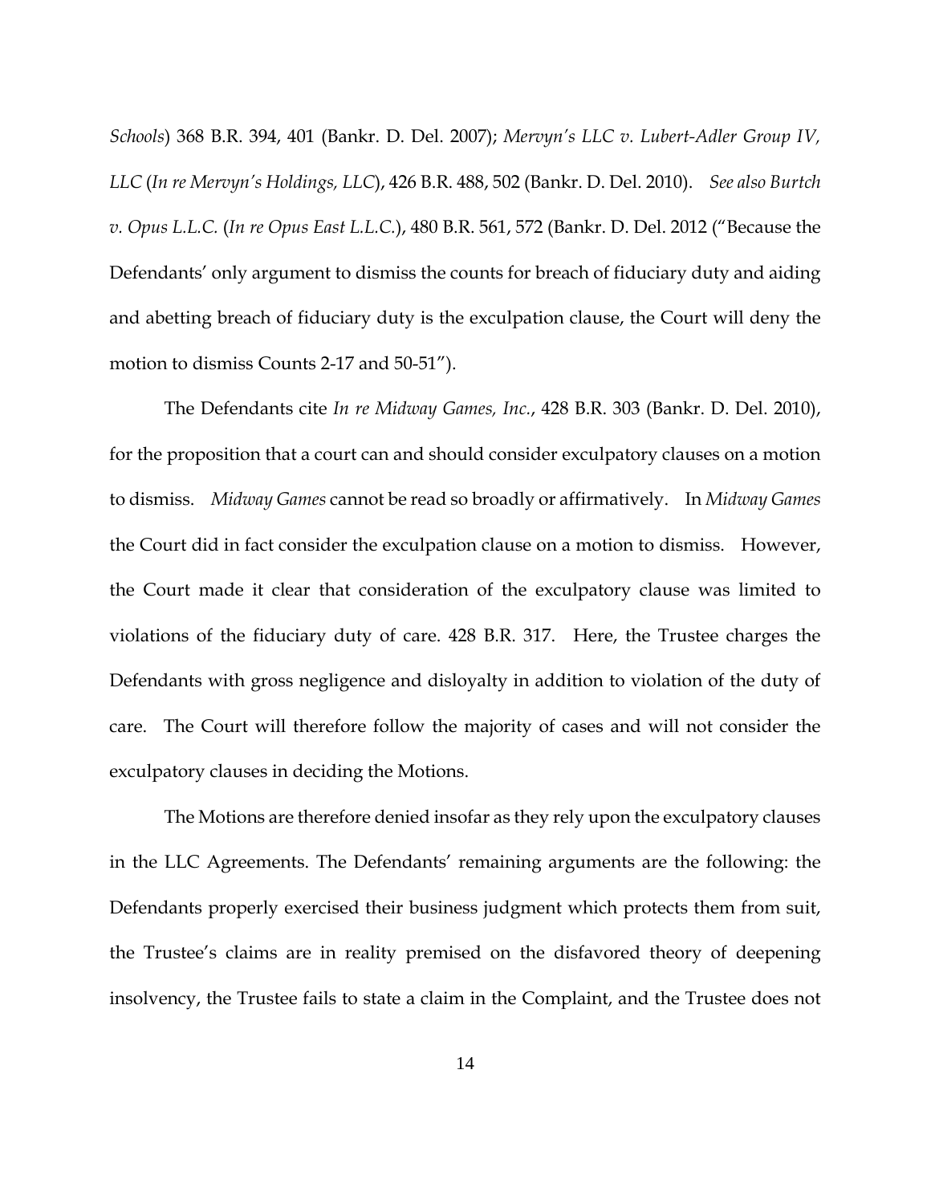*Schools*) 368 B.R. 394, 401 (Bankr. D. Del. 2007); *Mervyn's LLC v. Lubert-Adler Group IV, LLC* (*In re Mervyn's Holdings, LLC*), 426 B.R. 488, 502 (Bankr. D. Del. 2010). *See also Burtch v. Opus L.L.C.* (*In re Opus East L.L.C.*), 480 B.R. 561, 572 (Bankr. D. Del. 2012 ("Because the Defendants' only argument to dismiss the counts for breach of fiduciary duty and aiding and abetting breach of fiduciary duty is the exculpation clause, the Court will deny the motion to dismiss Counts 2-17 and 50-51").

The Defendants cite *In re Midway Games, Inc.*, 428 B.R. 303 (Bankr. D. Del. 2010), for the proposition that a court can and should consider exculpatory clauses on a motion to dismiss. *Midway Games* cannot be read so broadly or affirmatively. In *Midway Games* the Court did in fact consider the exculpation clause on a motion to dismiss. However, the Court made it clear that consideration of the exculpatory clause was limited to violations of the fiduciary duty of care. 428 B.R. 317. Here, the Trustee charges the Defendants with gross negligence and disloyalty in addition to violation of the duty of care. The Court will therefore follow the majority of cases and will not consider the exculpatory clauses in deciding the Motions.

The Motions are therefore denied insofar as they rely upon the exculpatory clauses in the LLC Agreements. The Defendants' remaining arguments are the following: the Defendants properly exercised their business judgment which protects them from suit, the Trustee's claims are in reality premised on the disfavored theory of deepening insolvency, the Trustee fails to state a claim in the Complaint, and the Trustee does not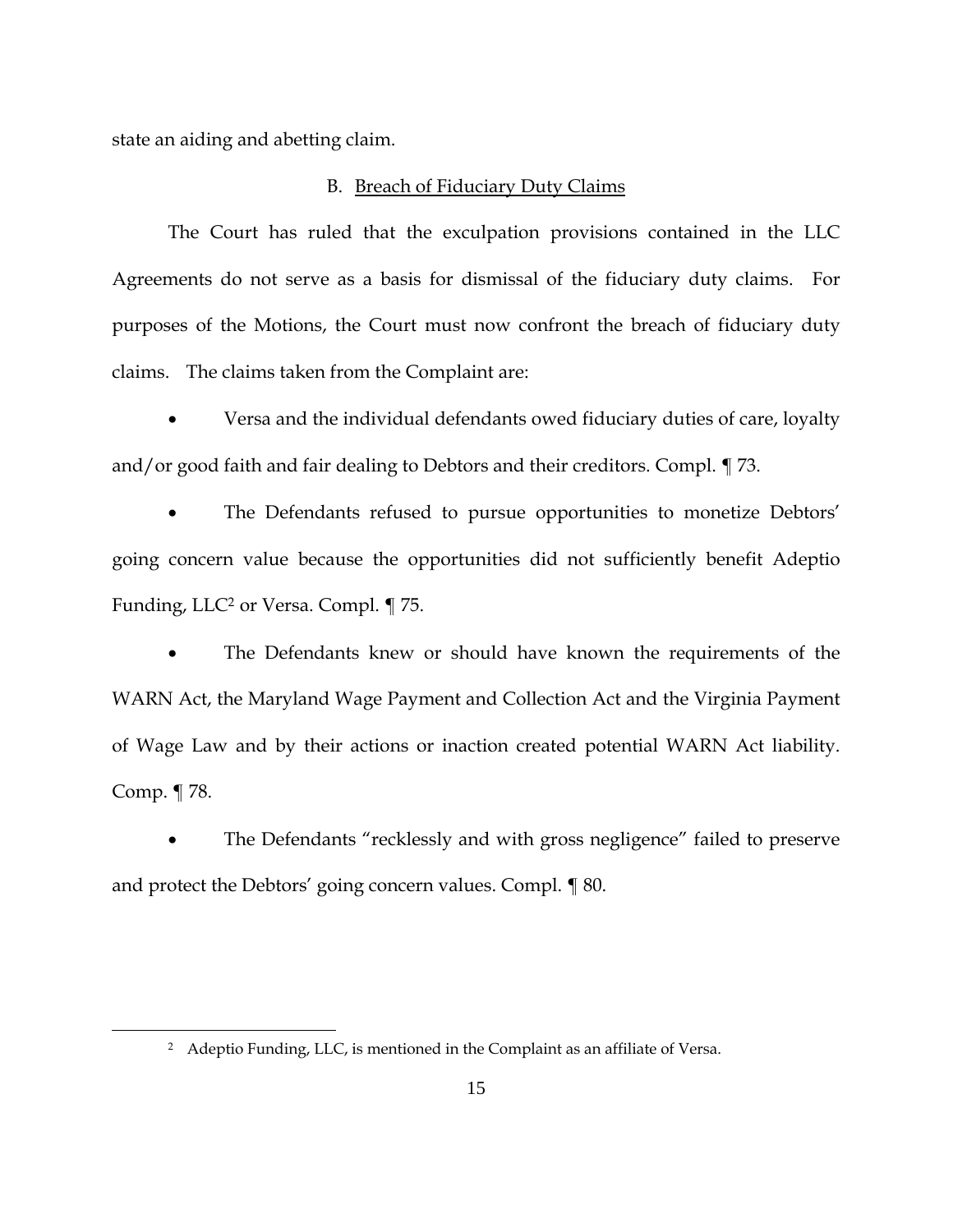state an aiding and abetting claim.

B. Breach of Fiduciary Duty Claims

The Court has ruled that the exculpation provisions contained in the LLC Agreements do not serve as a basis for dismissal of the fiduciary duty claims. For purposes of the Motions, the Court must now confront the breach of fiduciary duty claims. The claims taken from the Complaint are:

- Versa and the individual defendants owed fiduciary duties of care, loyalty and/or good faith and fair dealing to Debtors and their creditors. Compl. ¶ 73.

- The Defendants refused to pursue opportunities to monetize Debtors' going concern value because the opportunities did not sufficiently benefit Adeptio Funding, LLC[2] or Versa. Compl. ¶ 75.

- The Defendants knew or should have known the requirements of the WARN Act, the Maryland Wage Payment and Collection Act and the Virginia Payment of Wage Law and by their actions or inaction created potential WARN Act liability. Comp. ¶ 78.

- The Defendants "recklessly and with gross negligence" failed to preserve and protect the Debtors' going concern values. Compl. ¶ 80.

---

[2] Adeptio Funding, LLC, is mentioned in the Complaint as an affiliate of Versa.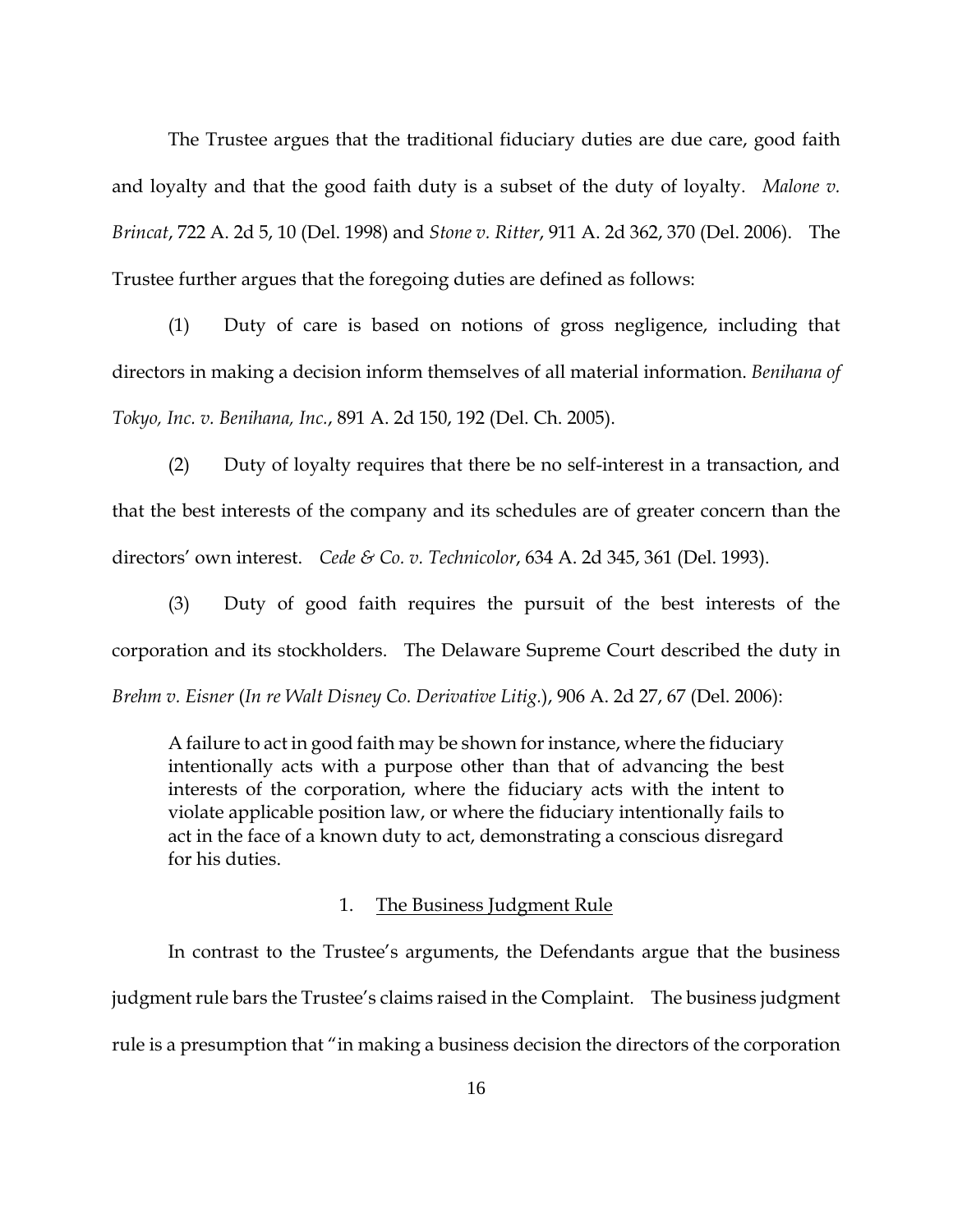The Trustee argues that the traditional fiduciary duties are due care, good faith and loyalty and that the good faith duty is a subset of the duty of loyalty. *Malone v. Brincat*, 722 A. 2d 5, 10 (Del. 1998) and *Stone v. Ritter*, 911 A. 2d 362, 370 (Del. 2006). The Trustee further argues that the foregoing duties are defined as follows:

(1) Duty of care is based on notions of gross negligence, including that directors in making a decision inform themselves of all material information. *Benihana of Tokyo, Inc. v. Benihana, Inc.*, 891 A. 2d 150, 192 (Del. Ch. 2005).

(2) Duty of loyalty requires that there be no self-interest in a transaction, and that the best interests of the company and its schedules are of greater concern than the directors' own interest. *Cede & Co. v. Technicolor*, 634 A. 2d 345, 361 (Del. 1993).

(3) Duty of good faith requires the pursuit of the best interests of the corporation and its stockholders. The Delaware Supreme Court described the duty in *Brehm v. Eisner* (*In re Walt Disney Co. Derivative Litig.*), 906 A. 2d 27, 67 (Del. 2006):

> A failure to act in good faith may be shown for instance, where the fiduciary intentionally acts with a purpose other than that of advancing the best interests of the corporation, where the fiduciary acts with the intent to violate applicable position law, or where the fiduciary intentionally fails to act in the face of a known duty to act, demonstrating a conscious disregard for his duties.

### 1. The Business Judgment Rule

In contrast to the Trustee's arguments, the Defendants argue that the business judgment rule bars the Trustee's claims raised in the Complaint. The business judgment rule is a presumption that "in making a business decision the directors of the corporation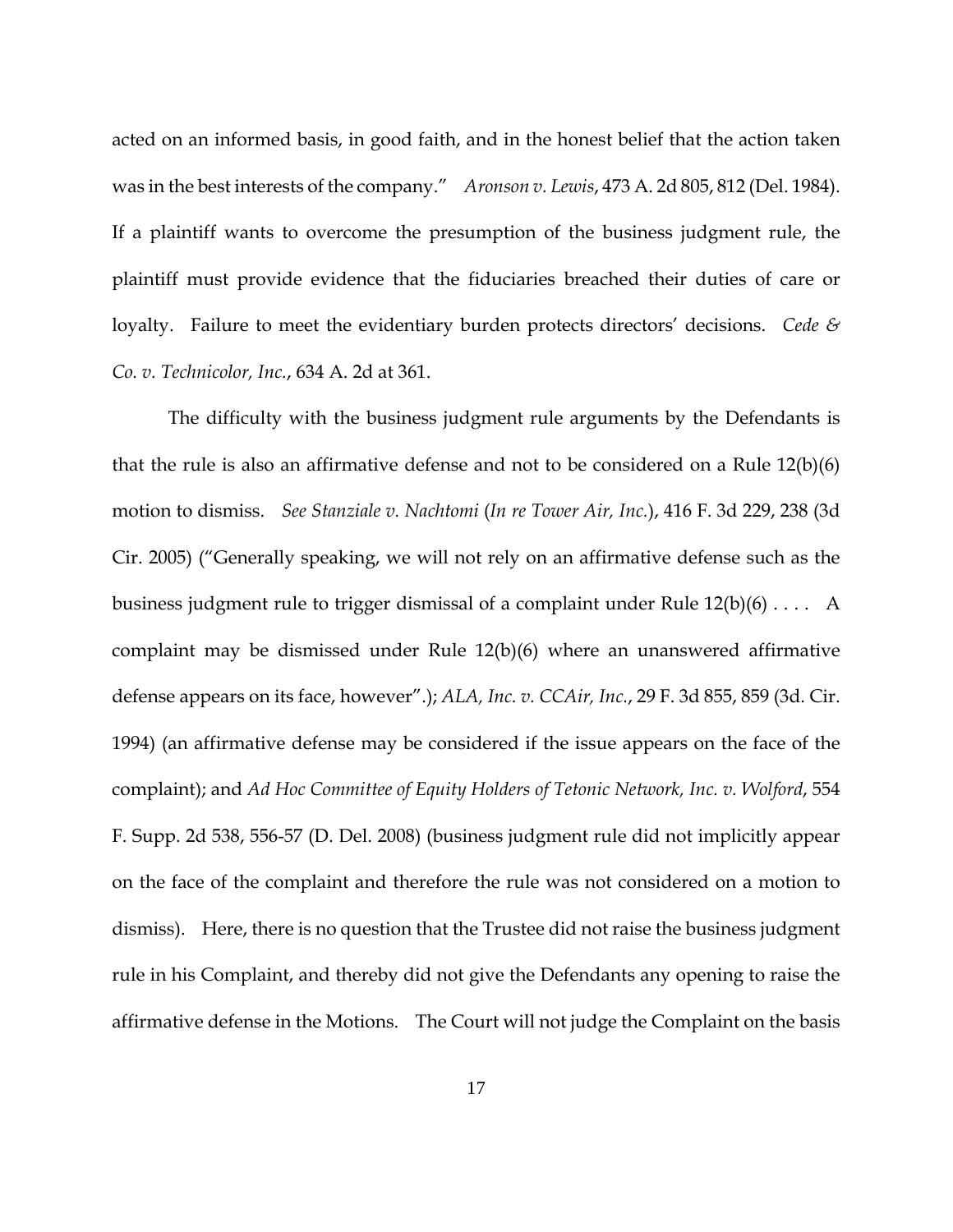acted on an informed basis, in good faith, and in the honest belief that the action taken was in the best interests of the company." *Aronson v. Lewis*, 473 A. 2d 805, 812 (Del. 1984). If a plaintiff wants to overcome the presumption of the business judgment rule, the plaintiff must provide evidence that the fiduciaries breached their duties of care or loyalty. Failure to meet the evidentiary burden protects directors' decisions. *Cede & Co. v. Technicolor, Inc.*, 634 A. 2d at 361.

The difficulty with the business judgment rule arguments by the Defendants is that the rule is also an affirmative defense and not to be considered on a Rule 12(b)(6) motion to dismiss. *See Stanziale v. Nachtomi* (*In re Tower Air, Inc.*), 416 F. 3d 229, 238 (3d Cir. 2005) ("Generally speaking, we will not rely on an affirmative defense such as the business judgment rule to trigger dismissal of a complaint under Rule 12(b)(6) . . . . A complaint may be dismissed under Rule 12(b)(6) where an unanswered affirmative defense appears on its face, however".); *ALA, Inc. v. CCAir, Inc.*, 29 F. 3d 855, 859 (3d. Cir. 1994) (an affirmative defense may be considered if the issue appears on the face of the complaint); and *Ad Hoc Committee of Equity Holders of Tetonic Network, Inc. v. Wolford*, 554 F. Supp. 2d 538, 556-57 (D. Del. 2008) (business judgment rule did not implicitly appear on the face of the complaint and therefore the rule was not considered on a motion to dismiss). Here, there is no question that the Trustee did not raise the business judgment rule in his Complaint, and thereby did not give the Defendants any opening to raise the affirmative defense in the Motions. The Court will not judge the Complaint on the basis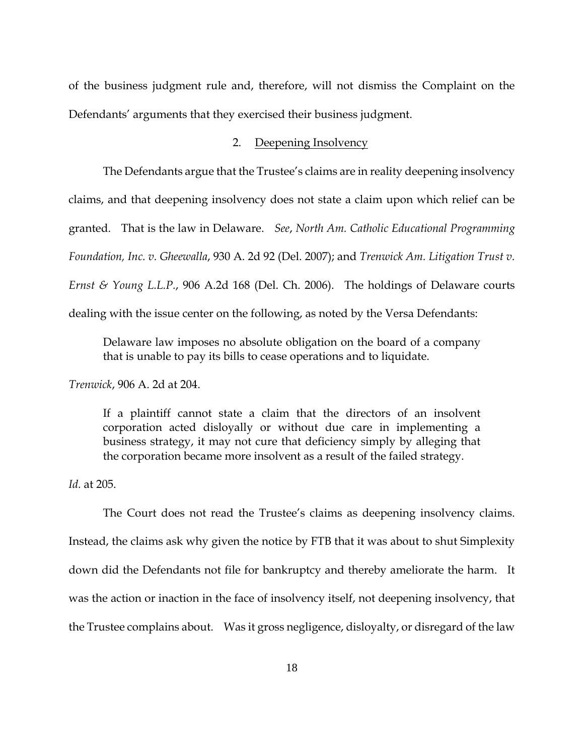of the business judgment rule and, therefore, will not dismiss the Complaint on the Defendants' arguments that they exercised their business judgment.

2. Deepening Insolvency

The Defendants argue that the Trustee's claims are in reality deepening insolvency claims, and that deepening insolvency does not state a claim upon which relief can be granted. That is the law in Delaware. *See*, *North Am. Catholic Educational Programming Foundation, Inc. v. Gheewalla*, 930 A. 2d 92 (Del. 2007); and *Trenwick Am. Litigation Trust v. Ernst & Young L.L.P.*, 906 A.2d 168 (Del. Ch. 2006). The holdings of Delaware courts dealing with the issue center on the following, as noted by the Versa Defendants:

> Delaware law imposes no absolute obligation on the board of a company that is unable to pay its bills to cease operations and to liquidate.

*Trenwick*, 906 A. 2d at 204.

> If a plaintiff cannot state a claim that the directors of an insolvent corporation acted disloyally or without due care in implementing a business strategy, it may not cure that deficiency simply by alleging that the corporation became more insolvent as a result of the failed strategy.

*Id.* at 205.

The Court does not read the Trustee's claims as deepening insolvency claims. Instead, the claims ask why given the notice by FTB that it was about to shut Simplexity down did the Defendants not file for bankruptcy and thereby ameliorate the harm. It was the action or inaction in the face of insolvency itself, not deepening insolvency, that the Trustee complains about. Was it gross negligence, disloyalty, or disregard of the law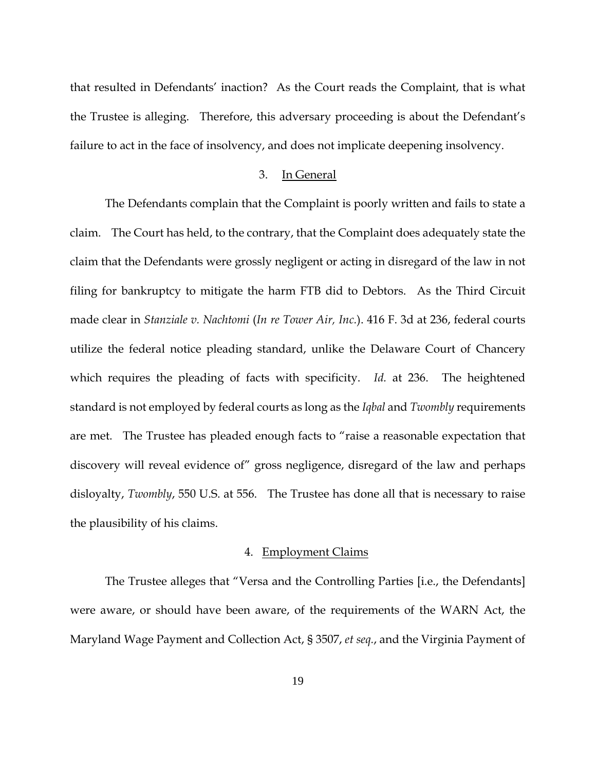that resulted in Defendants' inaction? As the Court reads the Complaint, that is what the Trustee is alleging. Therefore, this adversary proceeding is about the Defendant's failure to act in the face of insolvency, and does not implicate deepening insolvency.

3. <u>In General</u>

The Defendants complain that the Complaint is poorly written and fails to state a claim. The Court has held, to the contrary, that the Complaint does adequately state the claim that the Defendants were grossly negligent or acting in disregard of the law in not filing for bankruptcy to mitigate the harm FTB did to Debtors. As the Third Circuit made clear in *Stanziale v. Nachtomi* (*In re Tower Air, Inc.*). 416 F. 3d at 236, federal courts utilize the federal notice pleading standard, unlike the Delaware Court of Chancery which requires the pleading of facts with specificity. *Id.* at 236. The heightened standard is not employed by federal courts as long as the *Iqbal* and *Twombly* requirements are met. The Trustee has pleaded enough facts to "raise a reasonable expectation that discovery will reveal evidence of" gross negligence, disregard of the law and perhaps disloyalty, *Twombly*, 550 U.S. at 556. The Trustee has done all that is necessary to raise the plausibility of his claims.

4. <u>Employment Claims</u>

The Trustee alleges that "Versa and the Controlling Parties [i.e., the Defendants] were aware, or should have been aware, of the requirements of the WARN Act, the Maryland Wage Payment and Collection Act, § 3507, *et seq.*, and the Virginia Payment of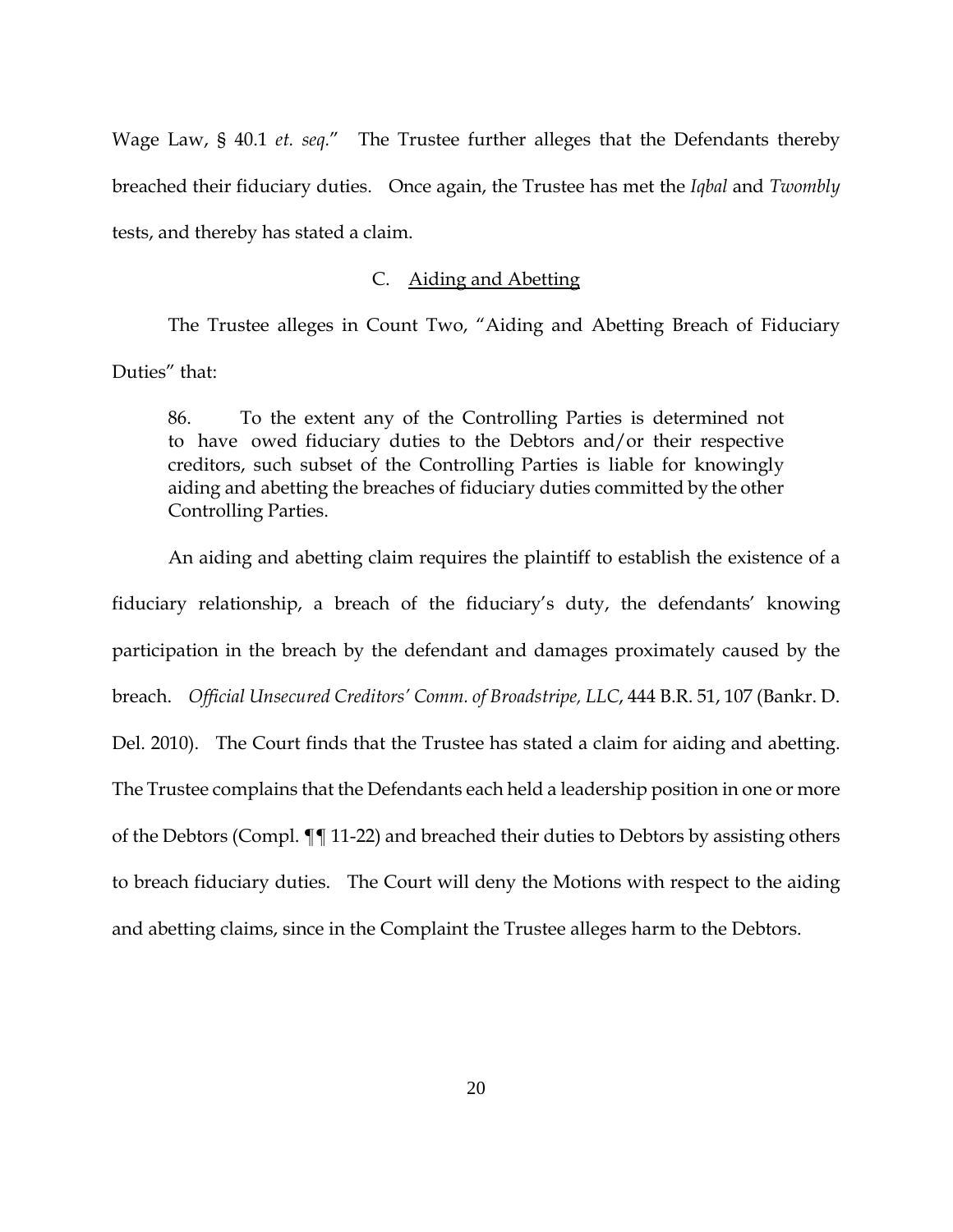Wage Law, § 40.1 *et. seq.*" The Trustee further alleges that the Defendants thereby breached their fiduciary duties. Once again, the Trustee has met the *Iqbal* and *Twombly* tests, and thereby has stated a claim.

### C. Aiding and Abetting

The Trustee alleges in Count Two, "Aiding and Abetting Breach of Fiduciary Duties" that:

> 86. To the extent any of the Controlling Parties is determined not to have owed fiduciary duties to the Debtors and/or their respective creditors, such subset of the Controlling Parties is liable for knowingly aiding and abetting the breaches of fiduciary duties committed by the other Controlling Parties.

An aiding and abetting claim requires the plaintiff to establish the existence of a fiduciary relationship, a breach of the fiduciary's duty, the defendants' knowing participation in the breach by the defendant and damages proximately caused by the breach. *Official Unsecured Creditors' Comm. of Broadstripe, LLC*, 444 B.R. 51, 107 (Bankr. D. Del. 2010). The Court finds that the Trustee has stated a claim for aiding and abetting. The Trustee complains that the Defendants each held a leadership position in one or more of the Debtors (Compl. ¶¶ 11-22) and breached their duties to Debtors by assisting others to breach fiduciary duties. The Court will deny the Motions with respect to the aiding and abetting claims, since in the Complaint the Trustee alleges harm to the Debtors.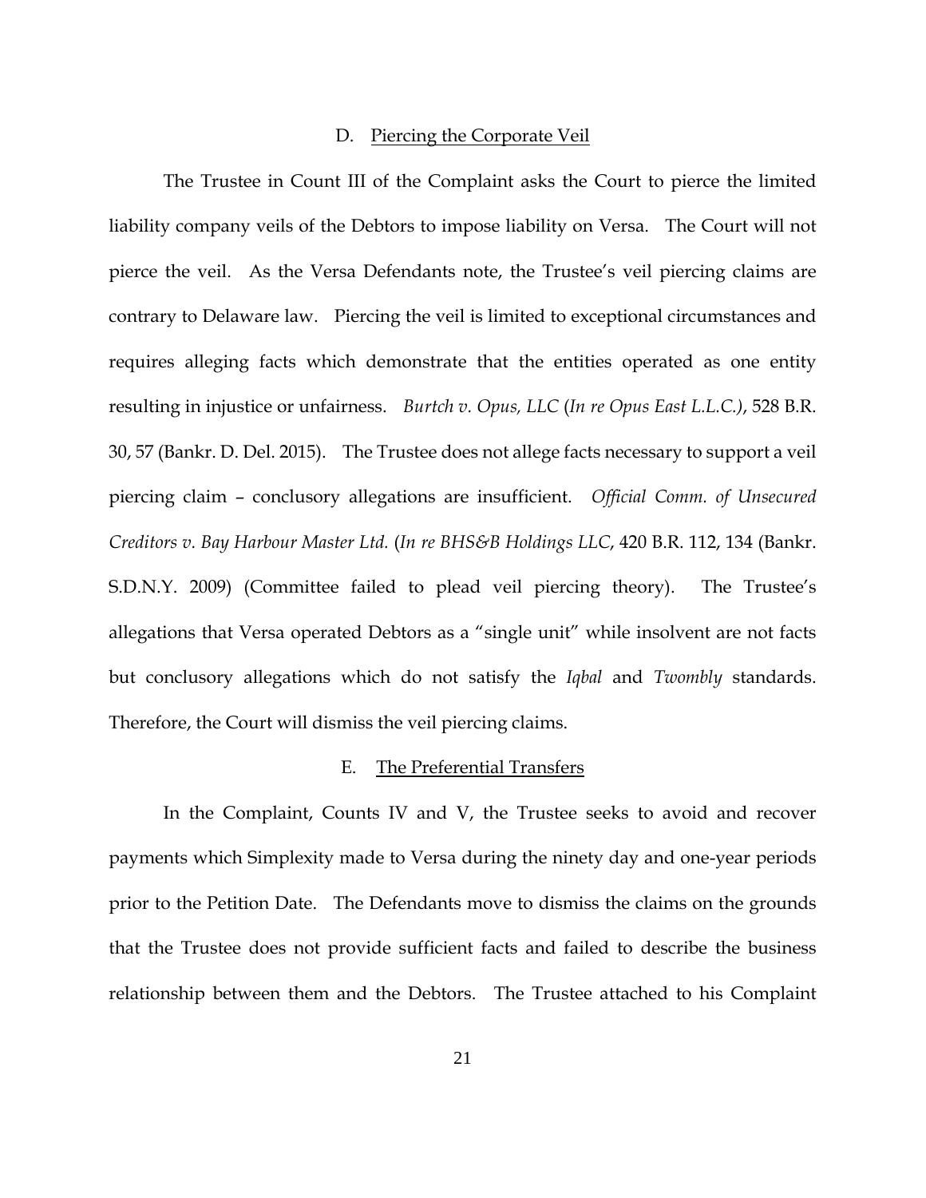### D. Piercing the Corporate Veil

The Trustee in Count III of the Complaint asks the Court to pierce the limited liability company veils of the Debtors to impose liability on Versa. The Court will not pierce the veil. As the Versa Defendants note, the Trustee's veil piercing claims are contrary to Delaware law. Piercing the veil is limited to exceptional circumstances and requires alleging facts which demonstrate that the entities operated as one entity resulting in injustice or unfairness. *Burtch v. Opus, LLC* (*In re Opus East L.L.C.)*, 528 B.R. 30, 57 (Bankr. D. Del. 2015). The Trustee does not allege facts necessary to support a veil piercing claim – conclusory allegations are insufficient. *Official Comm. of Unsecured Creditors v. Bay Harbour Master Ltd.* (*In re BHS&B Holdings LLC*, 420 B.R. 112, 134 (Bankr. S.D.N.Y. 2009) (Committee failed to plead veil piercing theory). The Trustee's allegations that Versa operated Debtors as a "single unit" while insolvent are not facts but conclusory allegations which do not satisfy the *Iqbal* and *Twombly* standards. Therefore, the Court will dismiss the veil piercing claims.

### E. The Preferential Transfers

In the Complaint, Counts IV and V, the Trustee seeks to avoid and recover payments which Simplexity made to Versa during the ninety day and one-year periods prior to the Petition Date. The Defendants move to dismiss the claims on the grounds that the Trustee does not provide sufficient facts and failed to describe the business relationship between them and the Debtors. The Trustee attached to his Complaint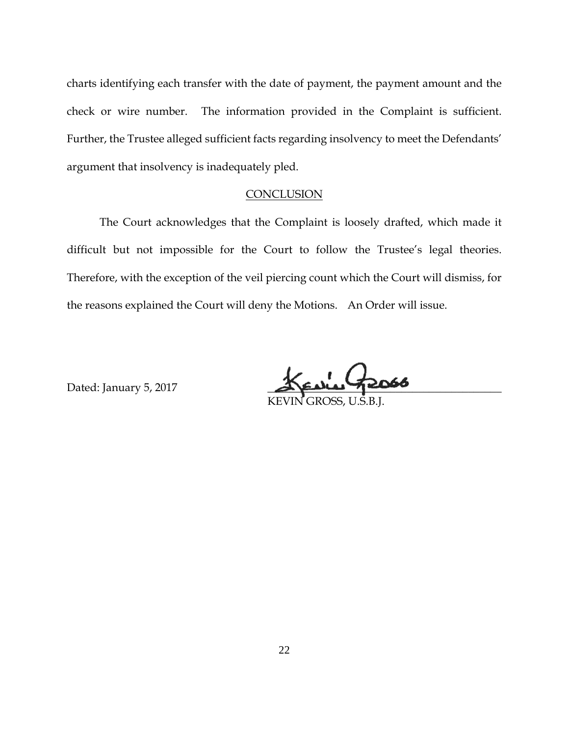charts identifying each transfer with the date of payment, the payment amount and the check or wire number. The information provided in the Complaint is sufficient. Further, the Trustee alleged sufficient facts regarding insolvency to meet the Defendants' argument that insolvency is inadequately pled.

## CONCLUSION

The Court acknowledges that the Complaint is loosely drafted, which made it difficult but not impossible for the Court to follow the Trustee's legal theories. Therefore, with the exception of the veil piercing count which the Court will dismiss, for the reasons explained the Court will deny the Motions. An Order will issue.

Dated: January 5, 2017

KEVIN GROSS, U.S.B.J.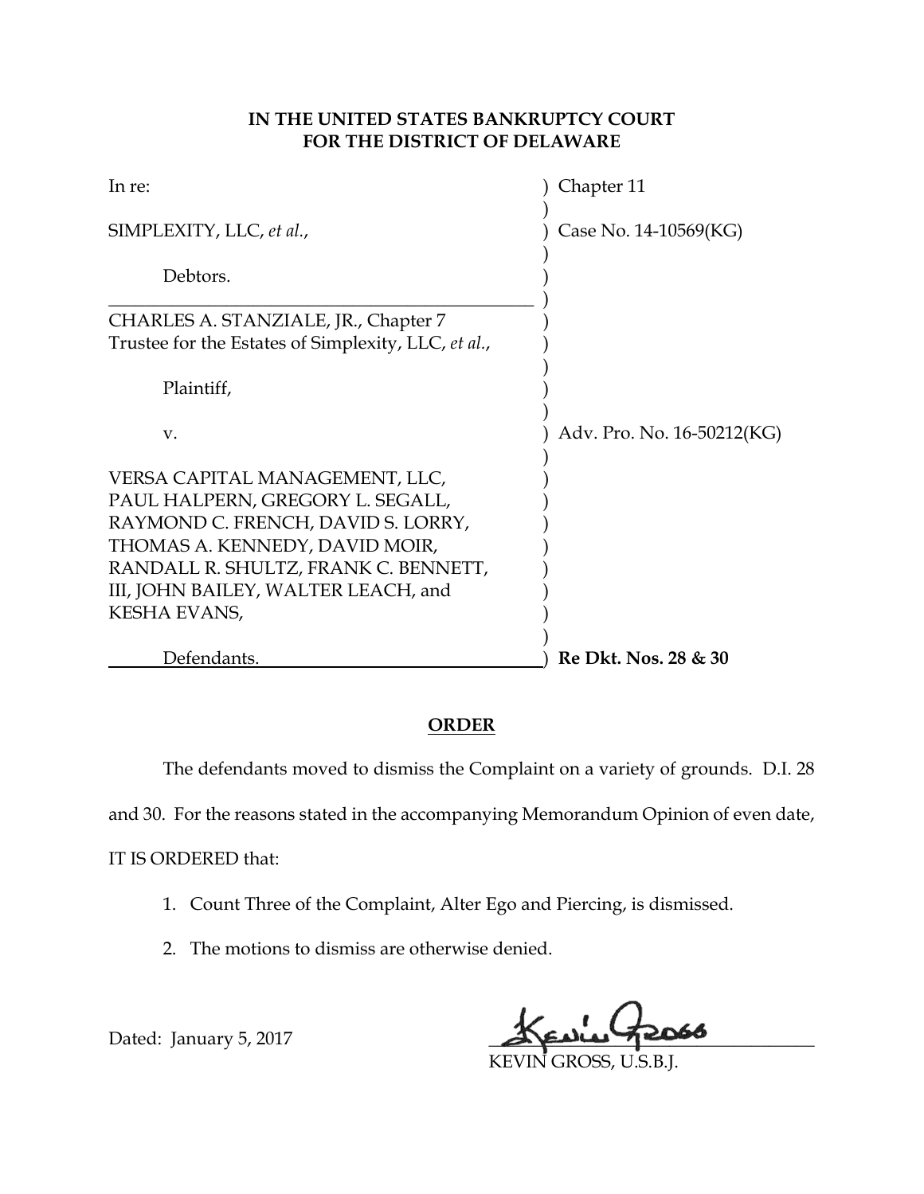**IN THE UNITED STATES BANKRUPTCY COURT**
**FOR THE DISTRICT OF DELAWARE**

| | |
|---|---|
| In re: | ) Chapter 11 |
| SIMPLEXITY, LLC, *et al.*, | ) Case No. 14-10569(KG) |
| Debtors. | ) |
| CHARLES A. STANZIALE, JR., Chapter 7 Trustee for the Estates of Simplexity, LLC, *et al.*, | ) |
| Plaintiff, | ) |
| v. | ) Adv. Pro. No. 16-50212(KG) |
| VERSA CAPITAL MANAGEMENT, LLC, PAUL HALPERN, GREGORY L. SEGALL, RAYMOND C. FRENCH, DAVID S. LORRY, THOMAS A. KENNEDY, DAVID MOIR, RANDALL R. SHULTZ, FRANK C. BENNETT, III, JOHN BAILEY, WALTER LEACH, and KESHA EVANS, | ) |
| Defendants. | ) **Re Dkt. Nos. 28 & 30** |

**ORDER**

The defendants moved to dismiss the Complaint on a variety of grounds. D.I. 28 and 30. For the reasons stated in the accompanying Memorandum Opinion of even date, IT IS ORDERED that:

1. Count Three of the Complaint, Alter Ego and Piercing, is dismissed.
2. The motions to dismiss are otherwise denied.

Dated: January 5, 2017

KEVIN GROSS, U.S.B.J.